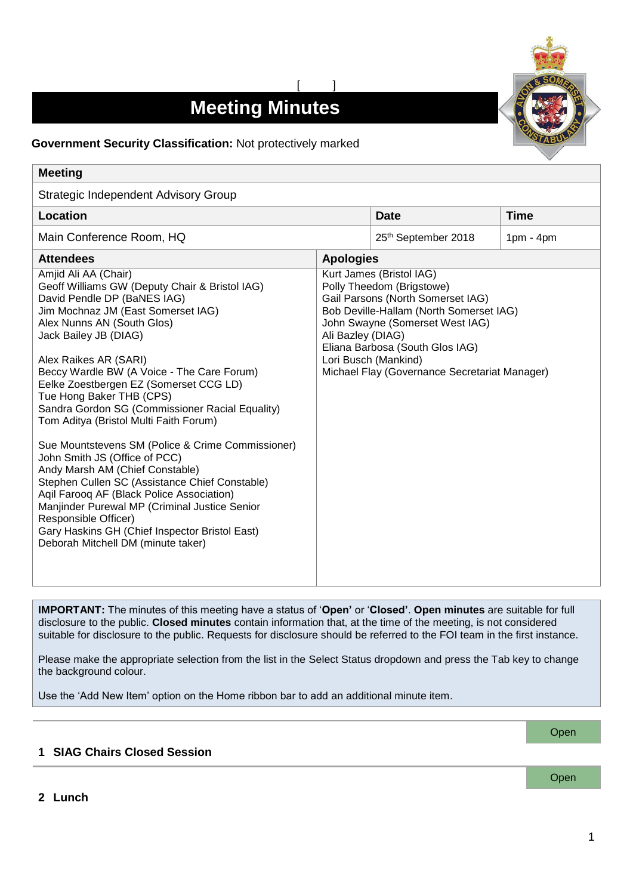[ ]

# Meeting Minutes

**Government Security Classification:** Not protectively marked

| **Meeting** | | |
|---|---|---|
| Strategic Independent Advisory Group | | |
| **Location** | **Date** | **Time** |
| Main Conference Room, HQ | 25th September 2018 | 1pm - 4pm |

| **Attendees** | **Apologies** |
|---|---|
| Amjid Ali AA (Chair)<br>Geoff Williams GW (Deputy Chair & Bristol IAG)<br>David Pendle DP (BaNES IAG)<br>Jim Mochnaz JM (East Somerset IAG)<br>Alex Nunns AN (South Glos)<br>Jack Bailey JB (DIAG)<br><br>Alex Raikes AR (SARI)<br>Beccy Wardle BW (A Voice - The Care Forum)<br>Eelke Zoestbergen EZ (Somerset CCG LD)<br>Tue Hong Baker THB (CPS)<br>Sandra Gordon SG (Commissioner Racial Equality)<br>Tom Aditya (Bristol Multi Faith Forum)<br><br>Sue Mountstevens SM (Police & Crime Commissioner)<br>John Smith JS (Office of PCC)<br>Andy Marsh AM (Chief Constable)<br>Stephen Cullen SC (Assistance Chief Constable)<br>Aqil Farooq AF (Black Police Association)<br>Manjinder Purewal MP (Criminal Justice Senior Responsible Officer)<br>Gary Haskins GH (Chief Inspector Bristol East)<br>Deborah Mitchell DM (minute taker) | Kurt James (Bristol IAG)<br>Polly Theedom (Brigstowe)<br>Gail Parsons (North Somerset IAG)<br>Bob Deville-Hallam (North Somerset IAG)<br>John Swayne (Somerset West IAG)<br>Ali Bazley (DIAG)<br>Eliana Barbosa (South Glos IAG)<br>Lori Busch (Mankind)<br>Michael Flay (Governance Secretariat Manager) |

**IMPORTANT:** The minutes of this meeting have a status of '**Open'** or '**Closed'**. **Open minutes** are suitable for full disclosure to the public. **Closed minutes** contain information that, at the time of the meeting, is not considered suitable for disclosure to the public. Requests for disclosure should be referred to the FOI team in the first instance.

Please make the appropriate selection from the list in the Select Status dropdown and press the Tab key to change the background colour.

Use the 'Add New Item' option on the Home ribbon bar to add an additional minute item.

Open

## 1 SIAG Chairs Closed Session

Open

## 2 Lunch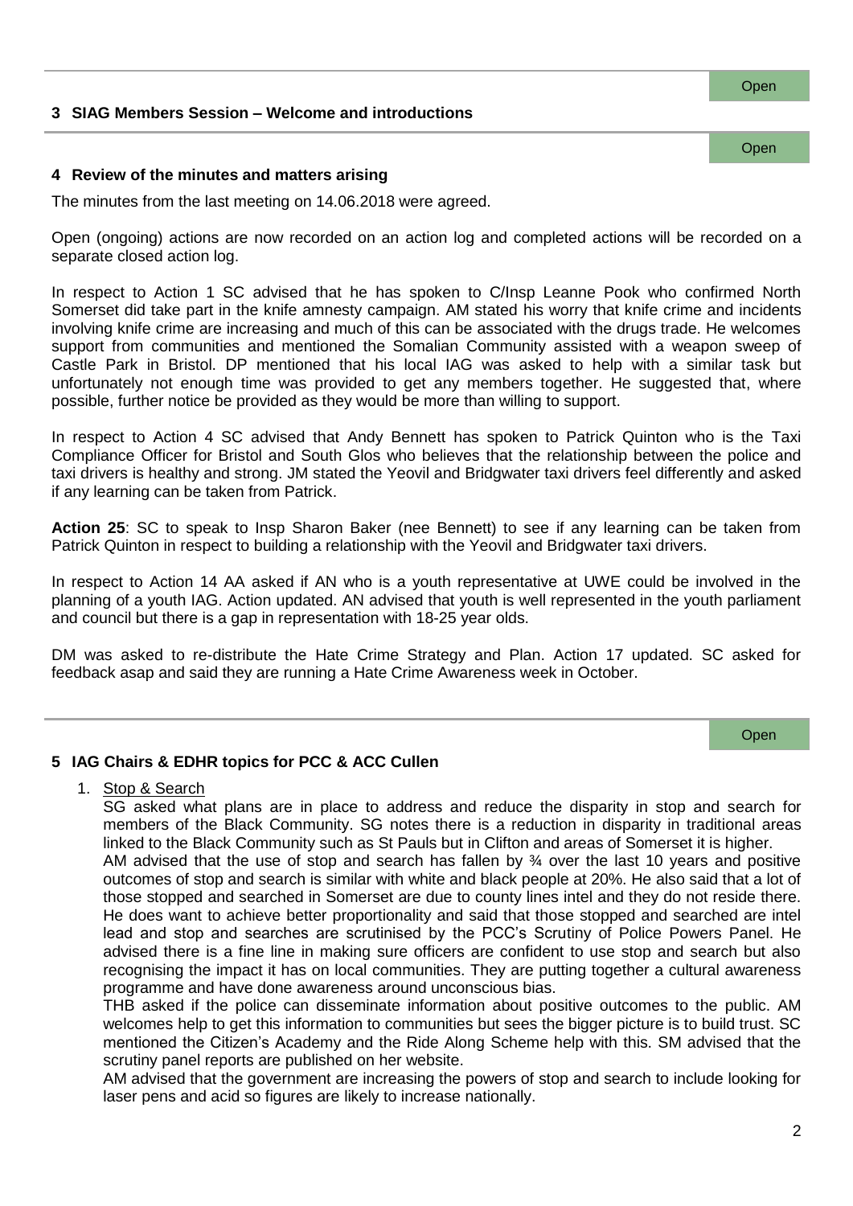## 3 SIAG Members Session – Welcome and introductions

Open

## 4 Review of the minutes and matters arising

Open

The minutes from the last meeting on 14.06.2018 were agreed.

Open (ongoing) actions are now recorded on an action log and completed actions will be recorded on a separate closed action log.

In respect to Action 1 SC advised that he has spoken to C/Insp Leanne Pook who confirmed North Somerset did take part in the knife amnesty campaign. AM stated his worry that knife crime and incidents involving knife crime are increasing and much of this can be associated with the drugs trade. He welcomes support from communities and mentioned the Somalian Community assisted with a weapon sweep of Castle Park in Bristol. DP mentioned that his local IAG was asked to help with a similar task but unfortunately not enough time was provided to get any members together. He suggested that, where possible, further notice be provided as they would be more than willing to support.

In respect to Action 4 SC advised that Andy Bennett has spoken to Patrick Quinton who is the Taxi Compliance Officer for Bristol and South Glos who believes that the relationship between the police and taxi drivers is healthy and strong. JM stated the Yeovil and Bridgwater taxi drivers feel differently and asked if any learning can be taken from Patrick.

**Action 25**: SC to speak to Insp Sharon Baker (nee Bennett) to see if any learning can be taken from Patrick Quinton in respect to building a relationship with the Yeovil and Bridgwater taxi drivers.

In respect to Action 14 AA asked if AN who is a youth representative at UWE could be involved in the planning of a youth IAG. Action updated. AN advised that youth is well represented in the youth parliament and council but there is a gap in representation with 18-25 year olds.

DM was asked to re-distribute the Hate Crime Strategy and Plan. Action 17 updated. SC asked for feedback asap and said they are running a Hate Crime Awareness week in October.

## 5 IAG Chairs & EDHR topics for PCC & ACC Cullen

Open

1. Stop & Search

   SG asked what plans are in place to address and reduce the disparity in stop and search for members of the Black Community. SG notes there is a reduction in disparity in traditional areas linked to the Black Community such as St Pauls but in Clifton and areas of Somerset it is higher.

   AM advised that the use of stop and search has fallen by ¾ over the last 10 years and positive outcomes of stop and search is similar with white and black people at 20%. He also said that a lot of those stopped and searched in Somerset are due to county lines intel and they do not reside there. He does want to achieve better proportionality and said that those stopped and searched are intel lead and stop and searches are scrutinised by the PCC's Scrutiny of Police Powers Panel. He advised there is a fine line in making sure officers are confident to use stop and search but also recognising the impact it has on local communities. They are putting together a cultural awareness programme and have done awareness around unconscious bias.

   THB asked if the police can disseminate information about positive outcomes to the public. AM welcomes help to get this information to communities but sees the bigger picture is to build trust. SC mentioned the Citizen's Academy and the Ride Along Scheme help with this. SM advised that the scrutiny panel reports are published on her website.

   AM advised that the government are increasing the powers of stop and search to include looking for laser pens and acid so figures are likely to increase nationally.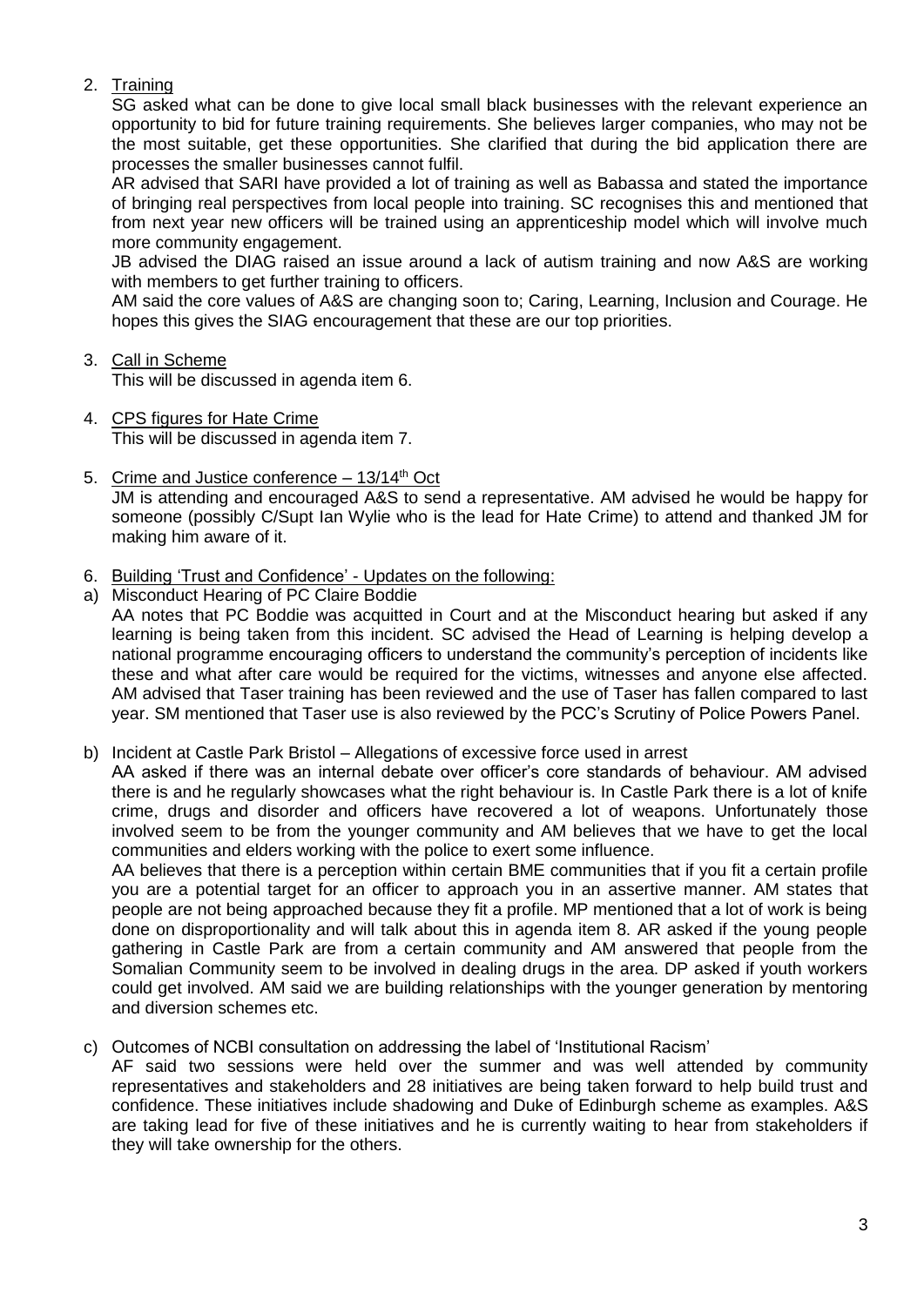2. <u>Training</u>

   SG asked what can be done to give local small black businesses with the relevant experience an opportunity to bid for future training requirements. She believes larger companies, who may not be the most suitable, get these opportunities. She clarified that during the bid application there are processes the smaller businesses cannot fulfil.

   AR advised that SARI have provided a lot of training as well as Babassa and stated the importance of bringing real perspectives from local people into training. SC recognises this and mentioned that from next year new officers will be trained using an apprenticeship model which will involve much more community engagement.

   JB advised the DIAG raised an issue around a lack of autism training and now A&S are working with members to get further training to officers.

   AM said the core values of A&S are changing soon to; Caring, Learning, Inclusion and Courage. He hopes this gives the SIAG encouragement that these are our top priorities.

3. <u>Call in Scheme</u>

   This will be discussed in agenda item 6.

4. <u>CPS figures for Hate Crime</u>

   This will be discussed in agenda item 7.

5. <u>Crime and Justice conference – 13/14th Oct</u>

   JM is attending and encouraged A&S to send a representative. AM advised he would be happy for someone (possibly C/Supt Ian Wylie who is the lead for Hate Crime) to attend and thanked JM for making him aware of it.

6. <u>Building 'Trust and Confidence' - Updates on the following:</u>

a) Misconduct Hearing of PC Claire Boddie

   AA notes that PC Boddie was acquitted in Court and at the Misconduct hearing but asked if any learning is being taken from this incident. SC advised the Head of Learning is helping develop a national programme encouraging officers to understand the community's perception of incidents like these and what after care would be required for the victims, witnesses and anyone else affected. AM advised that Taser training has been reviewed and the use of Taser has fallen compared to last year. SM mentioned that Taser use is also reviewed by the PCC's Scrutiny of Police Powers Panel.

b) Incident at Castle Park Bristol – Allegations of excessive force used in arrest

   AA asked if there was an internal debate over officer's core standards of behaviour. AM advised there is and he regularly showcases what the right behaviour is. In Castle Park there is a lot of knife crime, drugs and disorder and officers have recovered a lot of weapons. Unfortunately those involved seem to be from the younger community and AM believes that we have to get the local communities and elders working with the police to exert some influence.

   AA believes that there is a perception within certain BME communities that if you fit a certain profile you are a potential target for an officer to approach you in an assertive manner. AM states that people are not being approached because they fit a profile. MP mentioned that a lot of work is being done on disproportionality and will talk about this in agenda item 8. AR asked if the young people gathering in Castle Park are from a certain community and AM answered that people from the Somalian Community seem to be involved in dealing drugs in the area. DP asked if youth workers could get involved. AM said we are building relationships with the younger generation by mentoring and diversion schemes etc.

c) Outcomes of NCBI consultation on addressing the label of 'Institutional Racism'

   AF said two sessions were held over the summer and was well attended by community representatives and stakeholders and 28 initiatives are being taken forward to help build trust and confidence. These initiatives include shadowing and Duke of Edinburgh scheme as examples. A&S are taking lead for five of these initiatives and he is currently waiting to hear from stakeholders if they will take ownership for the others.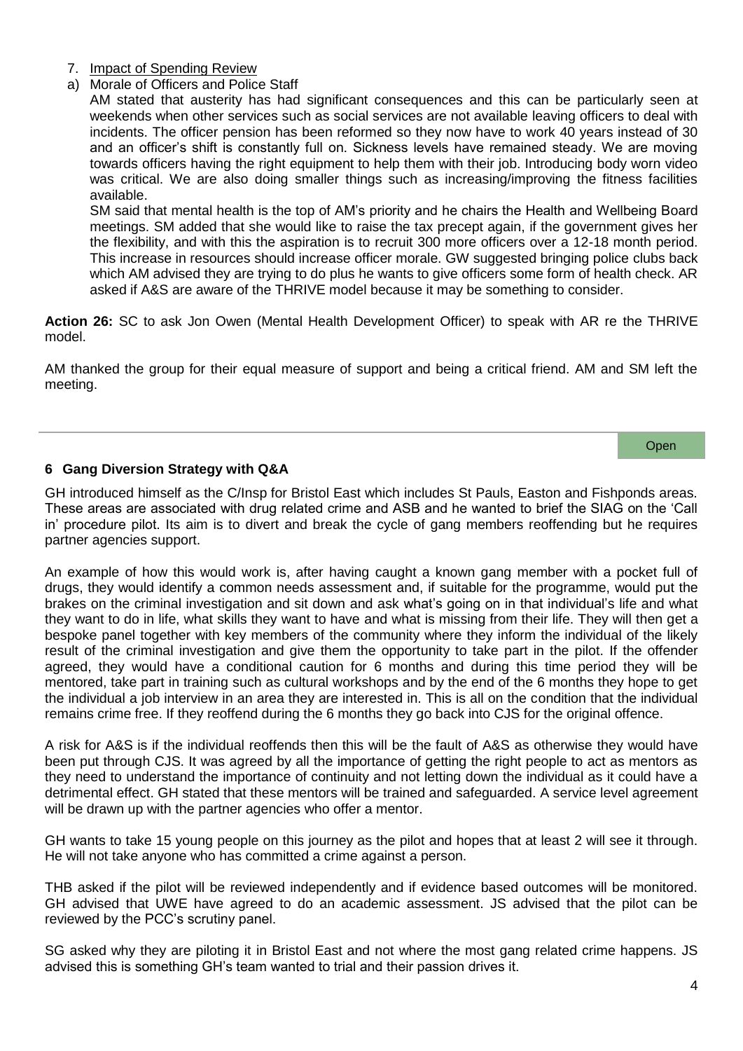7. Impact of Spending Review

a) Morale of Officers and Police Staff

AM stated that austerity has had significant consequences and this can be particularly seen at weekends when other services such as social services are not available leaving officers to deal with incidents. The officer pension has been reformed so they now have to work 40 years instead of 30 and an officer's shift is constantly full on. Sickness levels have remained steady. We are moving towards officers having the right equipment to help them with their job. Introducing body worn video was critical. We are also doing smaller things such as increasing/improving the fitness facilities available.

SM said that mental health is the top of AM's priority and he chairs the Health and Wellbeing Board meetings. SM added that she would like to raise the tax precept again, if the government gives her the flexibility, and with this the aspiration is to recruit 300 more officers over a 12-18 month period. This increase in resources should increase officer morale. GW suggested bringing police clubs back which AM advised they are trying to do plus he wants to give officers some form of health check. AR asked if A&S are aware of the THRIVE model because it may be something to consider.

**Action 26:** SC to ask Jon Owen (Mental Health Development Officer) to speak with AR re the THRIVE model.

AM thanked the group for their equal measure of support and being a critical friend. AM and SM left the meeting.

---

Open

## 6 Gang Diversion Strategy with Q&A

GH introduced himself as the C/Insp for Bristol East which includes St Pauls, Easton and Fishponds areas. These areas are associated with drug related crime and ASB and he wanted to brief the SIAG on the 'Call in' procedure pilot. Its aim is to divert and break the cycle of gang members reoffending but he requires partner agencies support.

An example of how this would work is, after having caught a known gang member with a pocket full of drugs, they would identify a common needs assessment and, if suitable for the programme, would put the brakes on the criminal investigation and sit down and ask what's going on in that individual's life and what they want to do in life, what skills they want to have and what is missing from their life. They will then get a bespoke panel together with key members of the community where they inform the individual of the likely result of the criminal investigation and give them the opportunity to take part in the pilot. If the offender agreed, they would have a conditional caution for 6 months and during this time period they will be mentored, take part in training such as cultural workshops and by the end of the 6 months they hope to get the individual a job interview in an area they are interested in. This is all on the condition that the individual remains crime free. If they reoffend during the 6 months they go back into CJS for the original offence.

A risk for A&S is if the individual reoffends then this will be the fault of A&S as otherwise they would have been put through CJS. It was agreed by all the importance of getting the right people to act as mentors as they need to understand the importance of continuity and not letting down the individual as it could have a detrimental effect. GH stated that these mentors will be trained and safeguarded. A service level agreement will be drawn up with the partner agencies who offer a mentor.

GH wants to take 15 young people on this journey as the pilot and hopes that at least 2 will see it through. He will not take anyone who has committed a crime against a person.

THB asked if the pilot will be reviewed independently and if evidence based outcomes will be monitored. GH advised that UWE have agreed to do an academic assessment. JS advised that the pilot can be reviewed by the PCC's scrutiny panel.

SG asked why they are piloting it in Bristol East and not where the most gang related crime happens. JS advised this is something GH's team wanted to trial and their passion drives it.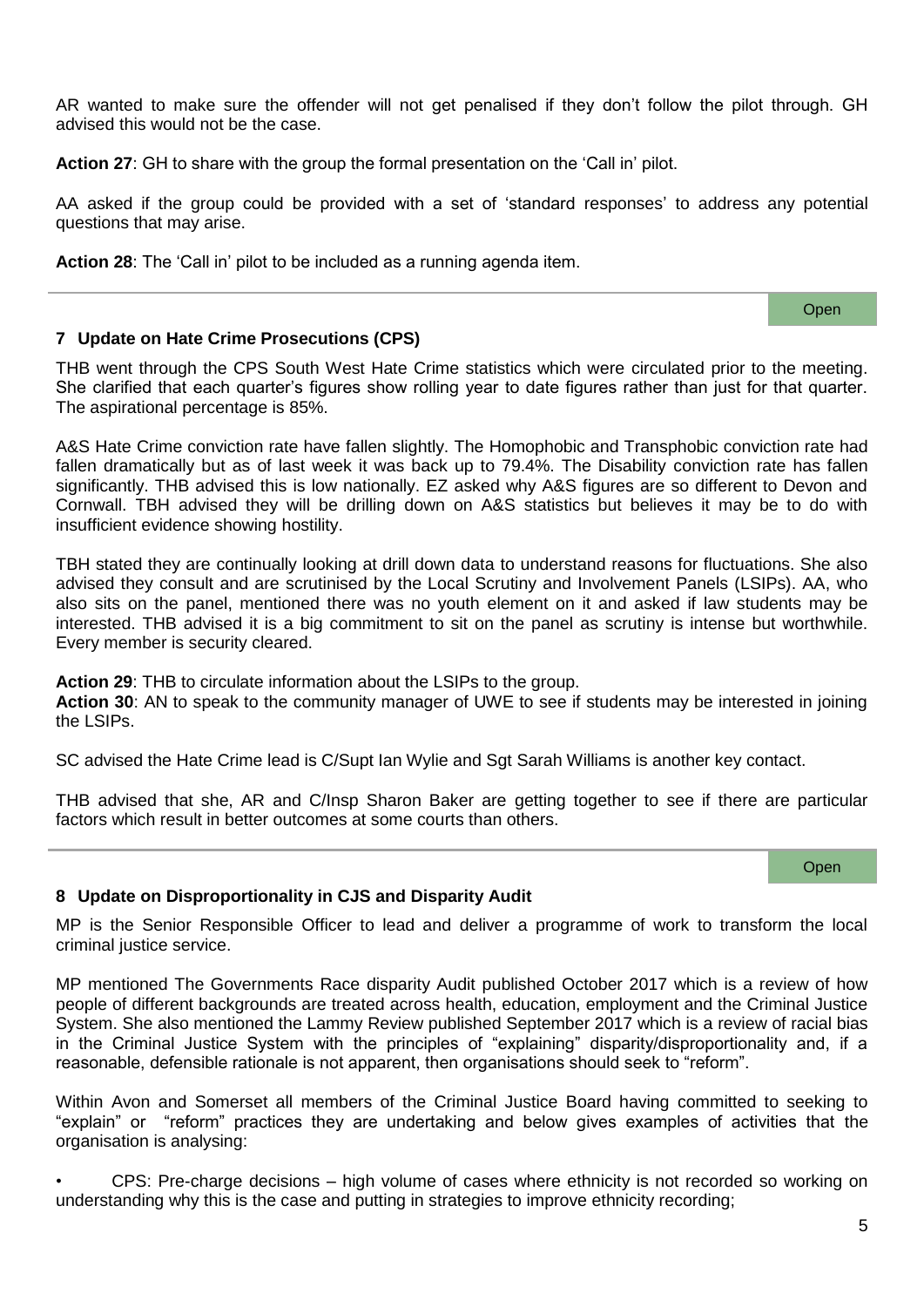AR wanted to make sure the offender will not get penalised if they don't follow the pilot through. GH advised this would not be the case.

**Action 27**: GH to share with the group the formal presentation on the 'Call in' pilot.

AA asked if the group could be provided with a set of 'standard responses' to address any potential questions that may arise.

**Action 28**: The 'Call in' pilot to be included as a running agenda item.

---

Open

### 7 Update on Hate Crime Prosecutions (CPS)

THB went through the CPS South West Hate Crime statistics which were circulated prior to the meeting. She clarified that each quarter's figures show rolling year to date figures rather than just for that quarter. The aspirational percentage is 85%.

A&S Hate Crime conviction rate have fallen slightly. The Homophobic and Transphobic conviction rate had fallen dramatically but as of last week it was back up to 79.4%. The Disability conviction rate has fallen significantly. THB advised this is low nationally. EZ asked why A&S figures are so different to Devon and Cornwall. TBH advised they will be drilling down on A&S statistics but believes it may be to do with insufficient evidence showing hostility.

TBH stated they are continually looking at drill down data to understand reasons for fluctuations. She also advised they consult and are scrutinised by the Local Scrutiny and Involvement Panels (LSIPs). AA, who also sits on the panel, mentioned there was no youth element on it and asked if law students may be interested. THB advised it is a big commitment to sit on the panel as scrutiny is intense but worthwhile. Every member is security cleared.

**Action 29**: THB to circulate information about the LSIPs to the group.
**Action 30**: AN to speak to the community manager of UWE to see if students may be interested in joining the LSIPs.

SC advised the Hate Crime lead is C/Supt Ian Wylie and Sgt Sarah Williams is another key contact.

THB advised that she, AR and C/Insp Sharon Baker are getting together to see if there are particular factors which result in better outcomes at some courts than others.

---

Open

### 8 Update on Disproportionality in CJS and Disparity Audit

MP is the Senior Responsible Officer to lead and deliver a programme of work to transform the local criminal justice service.

MP mentioned The Governments Race disparity Audit published October 2017 which is a review of how people of different backgrounds are treated across health, education, employment and the Criminal Justice System. She also mentioned the Lammy Review published September 2017 which is a review of racial bias in the Criminal Justice System with the principles of "explaining" disparity/disproportionality and, if a reasonable, defensible rationale is not apparent, then organisations should seek to "reform".

Within Avon and Somerset all members of the Criminal Justice Board having committed to seeking to "explain" or "reform" practices they are undertaking and below gives examples of activities that the organisation is analysing:

- CPS: Pre-charge decisions – high volume of cases where ethnicity is not recorded so working on understanding why this is the case and putting in strategies to improve ethnicity recording;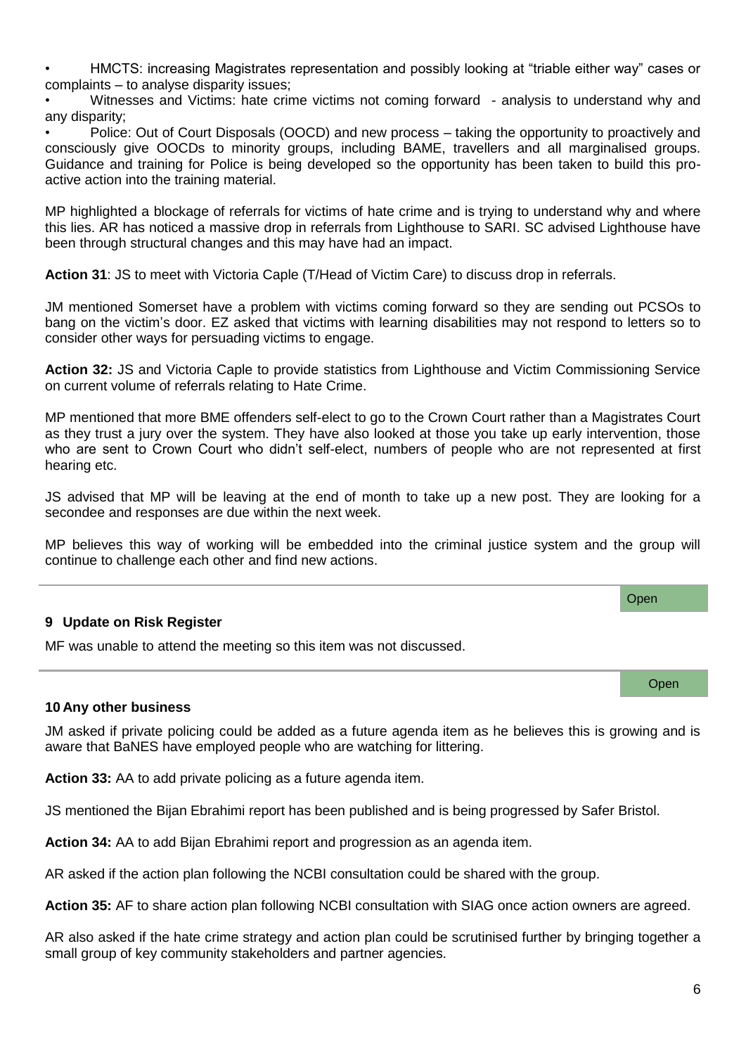- HMCTS: increasing Magistrates representation and possibly looking at "triable either way" cases or complaints – to analyse disparity issues;
- Witnesses and Victims: hate crime victims not coming forward - analysis to understand why and any disparity;
- Police: Out of Court Disposals (OOCD) and new process – taking the opportunity to proactively and consciously give OOCDs to minority groups, including BAME, travellers and all marginalised groups. Guidance and training for Police is being developed so the opportunity has been taken to build this pro-active action into the training material.

MP highlighted a blockage of referrals for victims of hate crime and is trying to understand why and where this lies. AR has noticed a massive drop in referrals from Lighthouse to SARI. SC advised Lighthouse have been through structural changes and this may have had an impact.

**Action 31**: JS to meet with Victoria Caple (T/Head of Victim Care) to discuss drop in referrals.

JM mentioned Somerset have a problem with victims coming forward so they are sending out PCSOs to bang on the victim's door. EZ asked that victims with learning disabilities may not respond to letters so to consider other ways for persuading victims to engage.

**Action 32:** JS and Victoria Caple to provide statistics from Lighthouse and Victim Commissioning Service on current volume of referrals relating to Hate Crime.

MP mentioned that more BME offenders self-elect to go to the Crown Court rather than a Magistrates Court as they trust a jury over the system. They have also looked at those you take up early intervention, those who are sent to Crown Court who didn't self-elect, numbers of people who are not represented at first hearing etc.

JS advised that MP will be leaving at the end of month to take up a new post. They are looking for a secondee and responses are due within the next week.

MP believes this way of working will be embedded into the criminal justice system and the group will continue to challenge each other and find new actions.

Open

## 9 Update on Risk Register

MF was unable to attend the meeting so this item was not discussed.

Open

## 10 Any other business

JM asked if private policing could be added as a future agenda item as he believes this is growing and is aware that BaNES have employed people who are watching for littering.

**Action 33:** AA to add private policing as a future agenda item.

JS mentioned the Bijan Ebrahimi report has been published and is being progressed by Safer Bristol.

**Action 34:** AA to add Bijan Ebrahimi report and progression as an agenda item.

AR asked if the action plan following the NCBI consultation could be shared with the group.

**Action 35:** AF to share action plan following NCBI consultation with SIAG once action owners are agreed.

AR also asked if the hate crime strategy and action plan could be scrutinised further by bringing together a small group of key community stakeholders and partner agencies.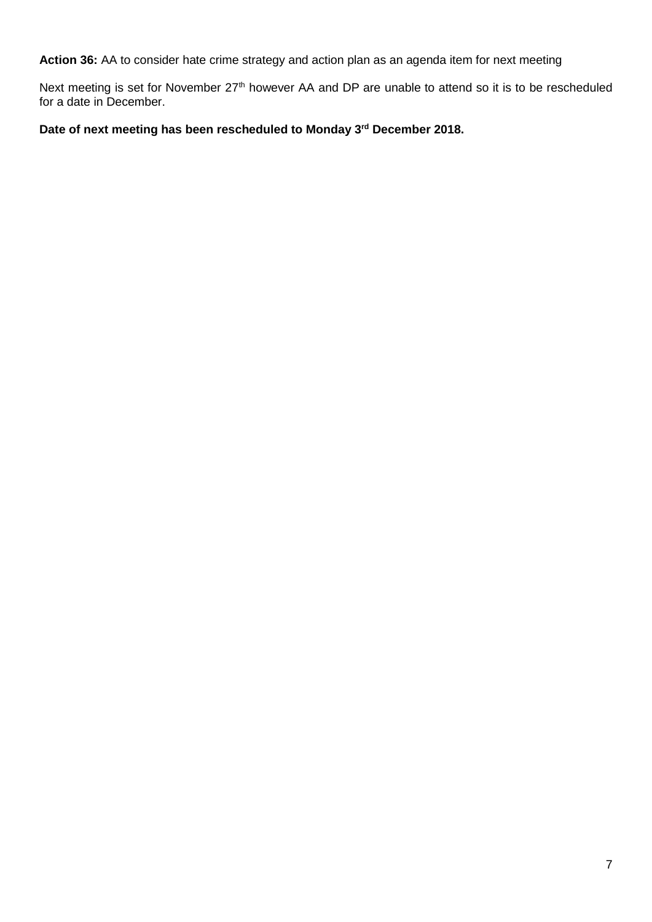**Action 36:** AA to consider hate crime strategy and action plan as an agenda item for next meeting

Next meeting is set for November 27th however AA and DP are unable to attend so it is to be rescheduled for a date in December.

**Date of next meeting has been rescheduled to Monday 3rd December 2018.**